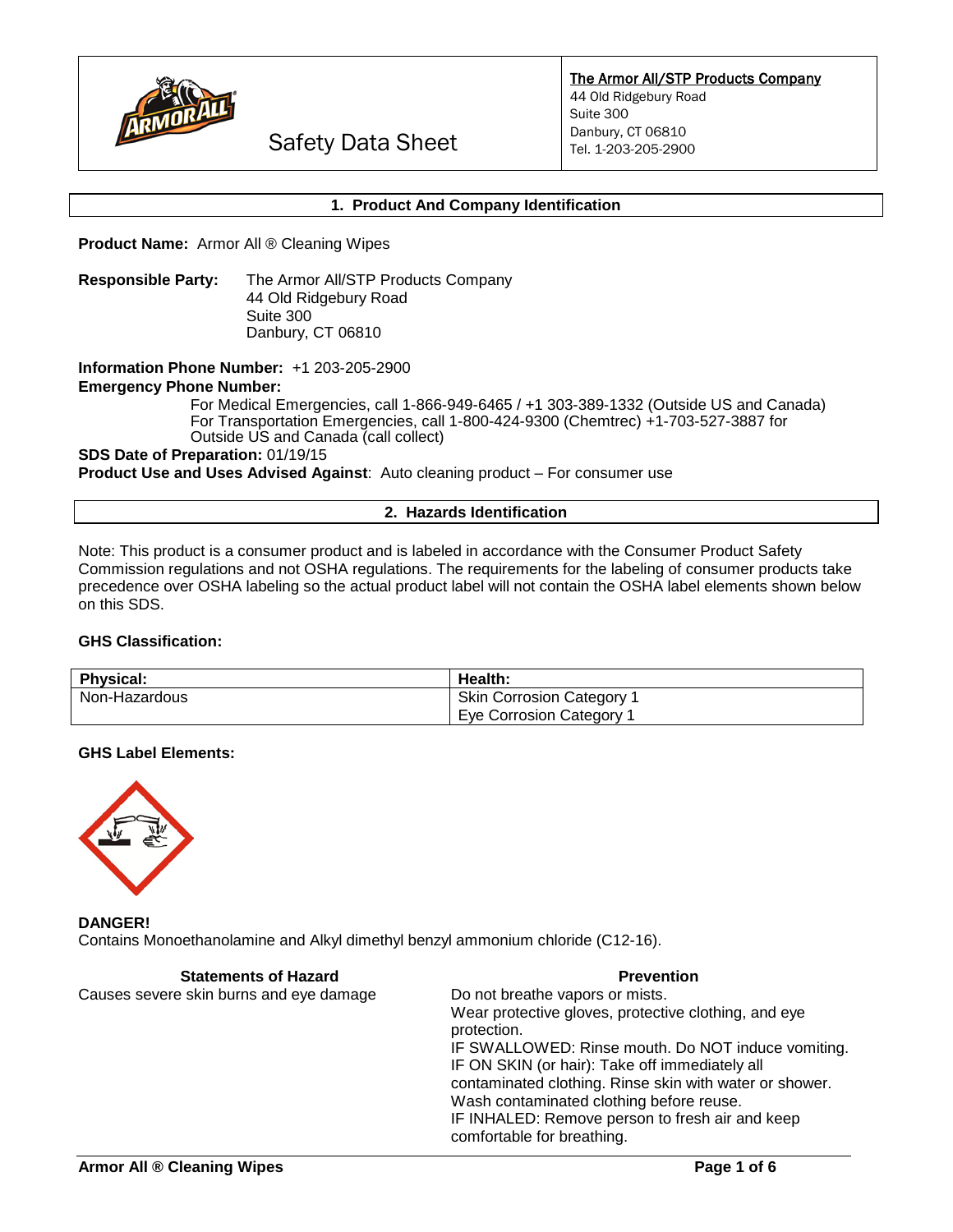**The Armor All/STP Products Company**
44 Old Ridgebury Road
Suite 300
Danbury, CT 06810
Tel. 1-203-205-2900

# Safety Data Sheet

## 1. Product And Company Identification

**Product Name:** Armor All ® Cleaning Wipes

**Responsible Party:** The Armor All/STP Products Company
44 Old Ridgebury Road
Suite 300
Danbury, CT 06810

**Information Phone Number:** +1 203-205-2900
**Emergency Phone Number:**
For Medical Emergencies, call 1-866-949-6465 / +1 303-389-1332 (Outside US and Canada)
For Transportation Emergencies, call 1-800-424-9300 (Chemtrec) +1-703-527-3887 for Outside US and Canada (call collect)
**SDS Date of Preparation:** 01/19/15
**Product Use and Uses Advised Against**: Auto cleaning product – For consumer use

## 2. Hazards Identification

Note: This product is a consumer product and is labeled in accordance with the Consumer Product Safety Commission regulations and not OSHA regulations. The requirements for the labeling of consumer products take precedence over OSHA labeling so the actual product label will not contain the OSHA label elements shown below on this SDS.

**GHS Classification:**

| Physical: | Health: |
|---|---|
| Non-Hazardous | Skin Corrosion Category 1<br>Eye Corrosion Category 1 |

**GHS Label Elements:**

**DANGER!**
Contains Monoethanolamine and Alkyl dimethyl benzyl ammonium chloride (C12-16).

| Statements of Hazard | Prevention |
|---|---|
| Causes severe skin burns and eye damage | Do not breathe vapors or mists.<br>Wear protective gloves, protective clothing, and eye protection.<br>IF SWALLOWED: Rinse mouth. Do NOT induce vomiting.<br>IF ON SKIN (or hair): Take off immediately all contaminated clothing. Rinse skin with water or shower. Wash contaminated clothing before reuse.<br>IF INHALED: Remove person to fresh air and keep comfortable for breathing. |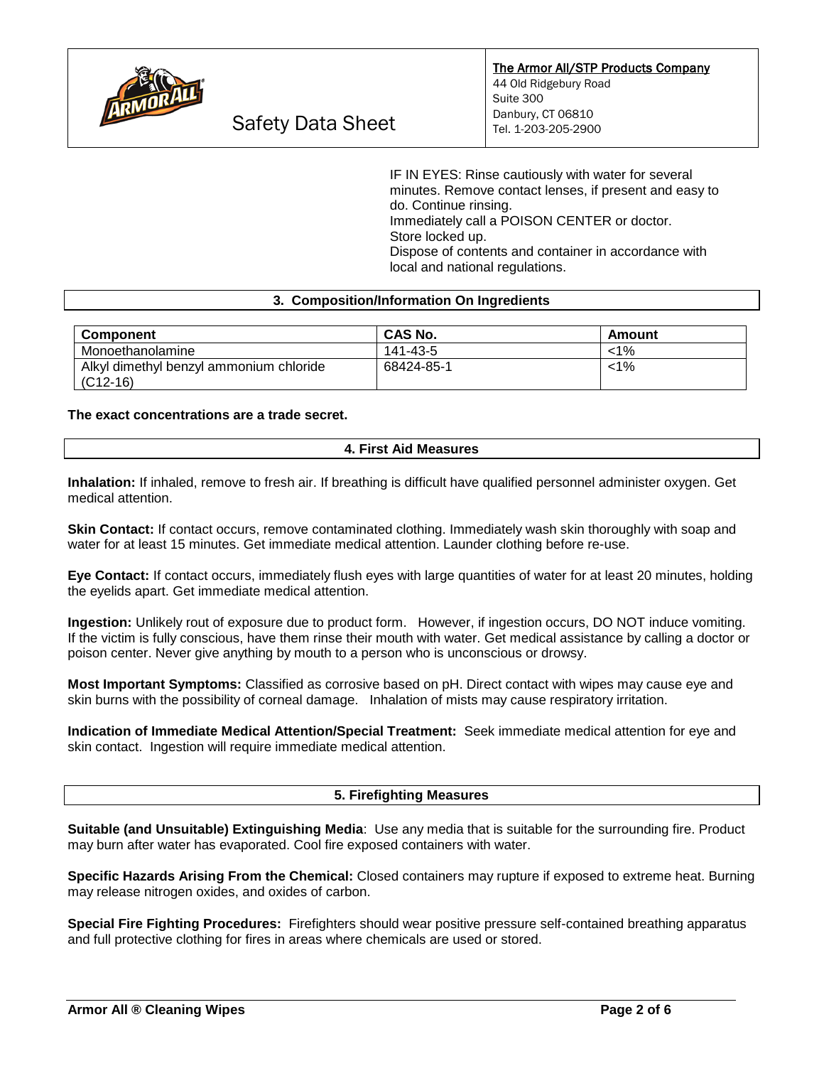IF IN EYES: Rinse cautiously with water for several minutes. Remove contact lenses, if present and easy to do. Continue rinsing.
Immediately call a POISON CENTER or doctor.
Store locked up.
Dispose of contents and container in accordance with local and national regulations.

## 3. Composition/Information On Ingredients

| Component | CAS No. | Amount |
|---|---|---|
| Monoethanolamine | 141-43-5 | <1% |
| Alkyl dimethyl benzyl ammonium chloride (C12-16) | 68424-85-1 | <1% |

**The exact concentrations are a trade secret.**

## 4. First Aid Measures

**Inhalation:** If inhaled, remove to fresh air. If breathing is difficult have qualified personnel administer oxygen. Get medical attention.

**Skin Contact:** If contact occurs, remove contaminated clothing. Immediately wash skin thoroughly with soap and water for at least 15 minutes. Get immediate medical attention. Launder clothing before re-use.

**Eye Contact:** If contact occurs, immediately flush eyes with large quantities of water for at least 20 minutes, holding the eyelids apart. Get immediate medical attention.

**Ingestion:** Unlikely rout of exposure due to product form. However, if ingestion occurs, DO NOT induce vomiting. If the victim is fully conscious, have them rinse their mouth with water. Get medical assistance by calling a doctor or poison center. Never give anything by mouth to a person who is unconscious or drowsy.

**Most Important Symptoms:** Classified as corrosive based on pH. Direct contact with wipes may cause eye and skin burns with the possibility of corneal damage. Inhalation of mists may cause respiratory irritation.

**Indication of Immediate Medical Attention/Special Treatment:** Seek immediate medical attention for eye and skin contact. Ingestion will require immediate medical attention.

## 5. Firefighting Measures

**Suitable (and Unsuitable) Extinguishing Media**: Use any media that is suitable for the surrounding fire. Product may burn after water has evaporated. Cool fire exposed containers with water.

**Specific Hazards Arising From the Chemical:** Closed containers may rupture if exposed to extreme heat. Burning may release nitrogen oxides, and oxides of carbon.

**Special Fire Fighting Procedures:** Firefighters should wear positive pressure self-contained breathing apparatus and full protective clothing for fires in areas where chemicals are used or stored.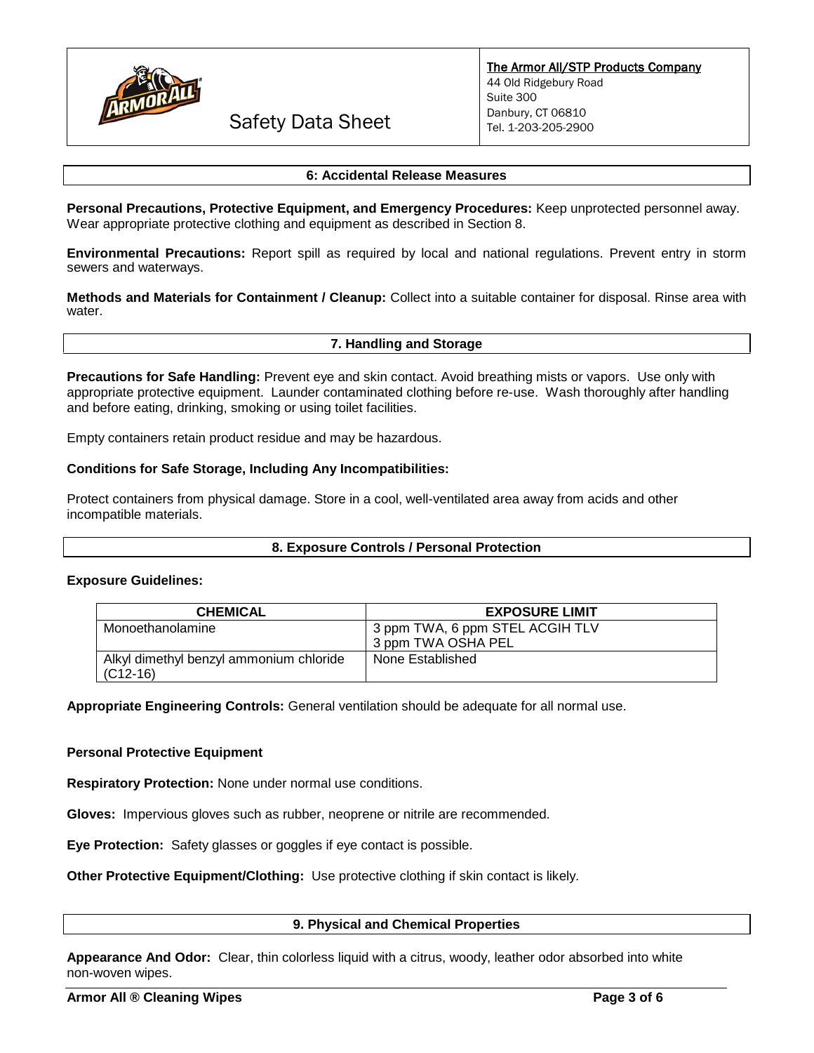## 6: Accidental Release Measures

**Personal Precautions, Protective Equipment, and Emergency Procedures:** Keep unprotected personnel away. Wear appropriate protective clothing and equipment as described in Section 8.

**Environmental Precautions:** Report spill as required by local and national regulations. Prevent entry in storm sewers and waterways.

**Methods and Materials for Containment / Cleanup:** Collect into a suitable container for disposal. Rinse area with water.

## 7. Handling and Storage

**Precautions for Safe Handling:** Prevent eye and skin contact. Avoid breathing mists or vapors. Use only with appropriate protective equipment. Launder contaminated clothing before re-use. Wash thoroughly after handling and before eating, drinking, smoking or using toilet facilities.

Empty containers retain product residue and may be hazardous.

**Conditions for Safe Storage, Including Any Incompatibilities:**

Protect containers from physical damage. Store in a cool, well-ventilated area away from acids and other incompatible materials.

## 8. Exposure Controls / Personal Protection

**Exposure Guidelines:**

| CHEMICAL | EXPOSURE LIMIT |
|---|---|
| Monoethanolamine | 3 ppm TWA, 6 ppm STEL ACGIH TLV<br>3 ppm TWA OSHA PEL |
| Alkyl dimethyl benzyl ammonium chloride (C12-16) | None Established |

**Appropriate Engineering Controls:** General ventilation should be adequate for all normal use.

**Personal Protective Equipment**

**Respiratory Protection:** None under normal use conditions.

**Gloves:** Impervious gloves such as rubber, neoprene or nitrile are recommended.

**Eye Protection:** Safety glasses or goggles if eye contact is possible.

**Other Protective Equipment/Clothing:** Use protective clothing if skin contact is likely.

## 9. Physical and Chemical Properties

**Appearance And Odor:** Clear, thin colorless liquid with a citrus, woody, leather odor absorbed into white non-woven wipes.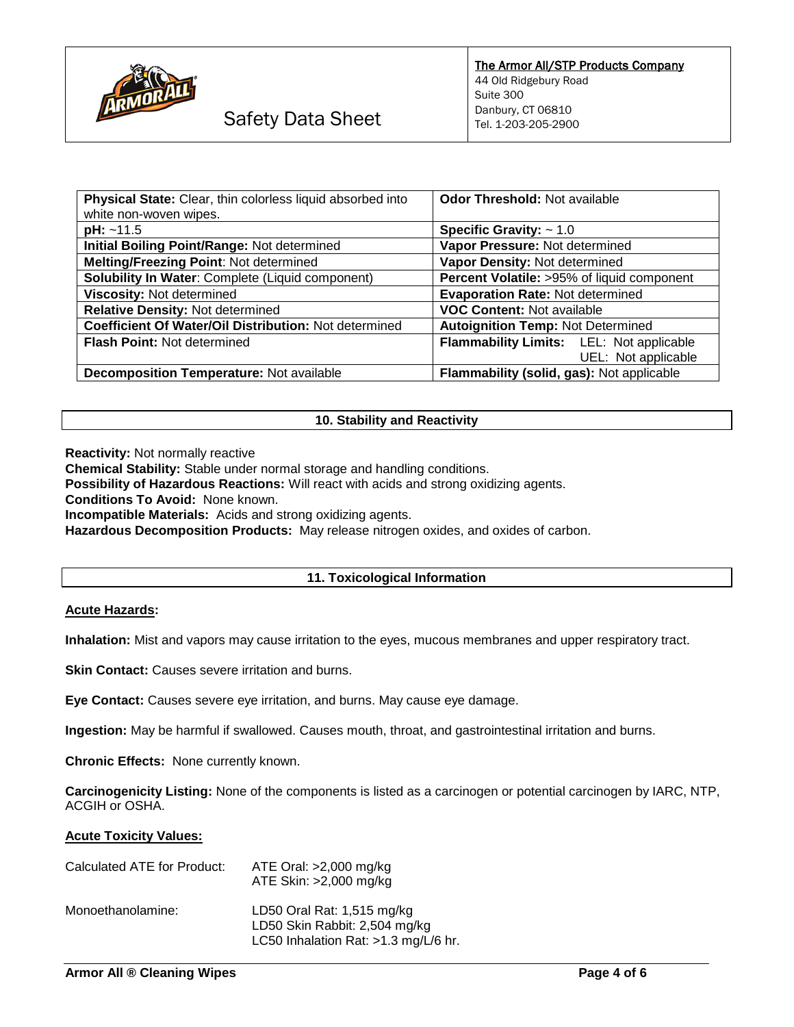The Armor All/STP Products Company
44 Old Ridgebury Road
Suite 300
Danbury, CT 06810
Tel. 1-203-205-2900

Safety Data Sheet

| **Physical State:** Clear, thin colorless liquid absorbed into white non-woven wipes. | **Odor Threshold:** Not available |
|---|---|
| **pH:** ~11.5 | **Specific Gravity:** ~ 1.0 |
| **Initial Boiling Point/Range:** Not determined | **Vapor Pressure:** Not determined |
| **Melting/Freezing Point**: Not determined | **Vapor Density:** Not determined |
| **Solubility In Water**: Complete (Liquid component) | **Percent Volatile:** >95% of liquid component |
| **Viscosity:** Not determined | **Evaporation Rate:** Not determined |
| **Relative Density:** Not determined | **VOC Content:** Not available |
| **Coefficient Of Water/Oil Distribution:** Not determined | **Autoignition Temp:** Not Determined |
| **Flash Point:** Not determined | **Flammability Limits:** LEL: Not applicable UEL: Not applicable |
| **Decomposition Temperature:** Not available | **Flammability (solid, gas):** Not applicable |

## 10. Stability and Reactivity

**Reactivity:** Not normally reactive
**Chemical Stability:** Stable under normal storage and handling conditions.
**Possibility of Hazardous Reactions:** Will react with acids and strong oxidizing agents.
**Conditions To Avoid:** None known.
**Incompatible Materials:** Acids and strong oxidizing agents.
**Hazardous Decomposition Products:** May release nitrogen oxides, and oxides of carbon.

## 11. Toxicological Information

**Acute Hazards:**

**Inhalation:** Mist and vapors may cause irritation to the eyes, mucous membranes and upper respiratory tract.

**Skin Contact:** Causes severe irritation and burns.

**Eye Contact:** Causes severe eye irritation, and burns. May cause eye damage.

**Ingestion:** May be harmful if swallowed. Causes mouth, throat, and gastrointestinal irritation and burns.

**Chronic Effects:** None currently known.

**Carcinogenicity Listing:** None of the components is listed as a carcinogen or potential carcinogen by IARC, NTP, ACGIH or OSHA.

**Acute Toxicity Values:**

| | |
|---|---|
| Calculated ATE for Product: | ATE Oral: >2,000 mg/kg<br>ATE Skin: >2,000 mg/kg |
| Monoethanolamine: | LD50 Oral Rat: 1,515 mg/kg<br>LD50 Skin Rabbit: 2,504 mg/kg<br>LC50 Inhalation Rat: >1.3 mg/L/6 hr. |

**Armor All ® Cleaning Wipes**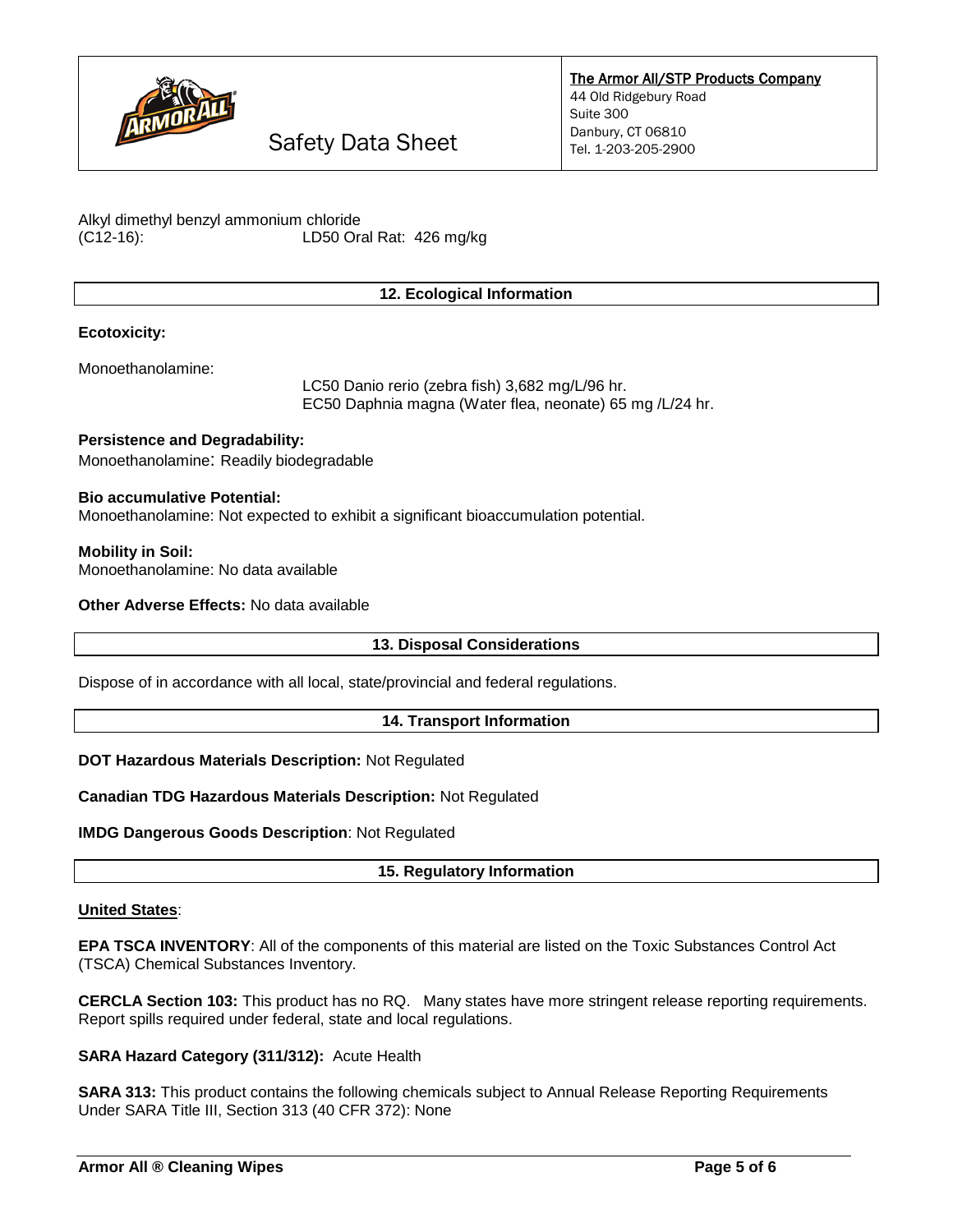Alkyl dimethyl benzyl ammonium chloride (C12-16): LD50 Oral Rat: 426 mg/kg

## 12. Ecological Information

**Ecotoxicity:**

Monoethanolamine:

LC50 Danio rerio (zebra fish) 3,682 mg/L/96 hr.
EC50 Daphnia magna (Water flea, neonate) 65 mg /L/24 hr.

**Persistence and Degradability:**
Monoethanolamine: Readily biodegradable

**Bio accumulative Potential:**
Monoethanolamine: Not expected to exhibit a significant bioaccumulation potential.

**Mobility in Soil:**
Monoethanolamine: No data available

**Other Adverse Effects:** No data available

## 13. Disposal Considerations

Dispose of in accordance with all local, state/provincial and federal regulations.

## 14. Transport Information

**DOT Hazardous Materials Description:** Not Regulated

**Canadian TDG Hazardous Materials Description:** Not Regulated

**IMDG Dangerous Goods Description**: Not Regulated

## 15. Regulatory Information

**United States**:

**EPA TSCA INVENTORY**: All of the components of this material are listed on the Toxic Substances Control Act (TSCA) Chemical Substances Inventory.

**CERCLA Section 103:** This product has no RQ. Many states have more stringent release reporting requirements. Report spills required under federal, state and local regulations.

**SARA Hazard Category (311/312):** Acute Health

**SARA 313:** This product contains the following chemicals subject to Annual Release Reporting Requirements Under SARA Title III, Section 313 (40 CFR 372): None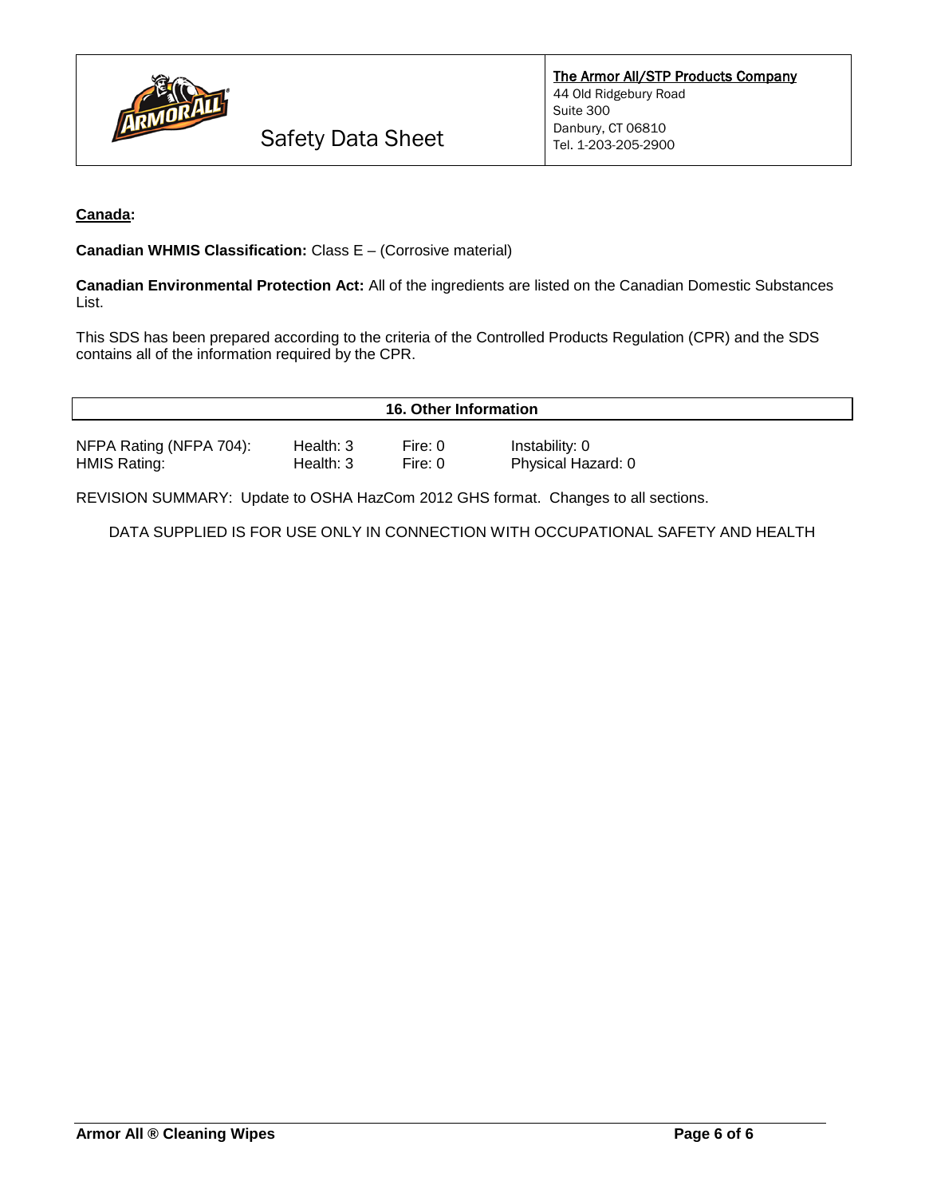**Canada:**

**Canadian WHMIS Classification:** Class E – (Corrosive material)

**Canadian Environmental Protection Act:** All of the ingredients are listed on the Canadian Domestic Substances List.

This SDS has been prepared according to the criteria of the Controlled Products Regulation (CPR) and the SDS contains all of the information required by the CPR.

## 16. Other Information

| | | | |
|---|---|---|---|
| NFPA Rating (NFPA 704): | Health: 3 | Fire: 0 | Instability: 0 |
| HMIS Rating: | Health: 3 | Fire: 0 | Physical Hazard: 0 |

REVISION SUMMARY: Update to OSHA HazCom 2012 GHS format. Changes to all sections.

DATA SUPPLIED IS FOR USE ONLY IN CONNECTION WITH OCCUPATIONAL SAFETY AND HEALTH